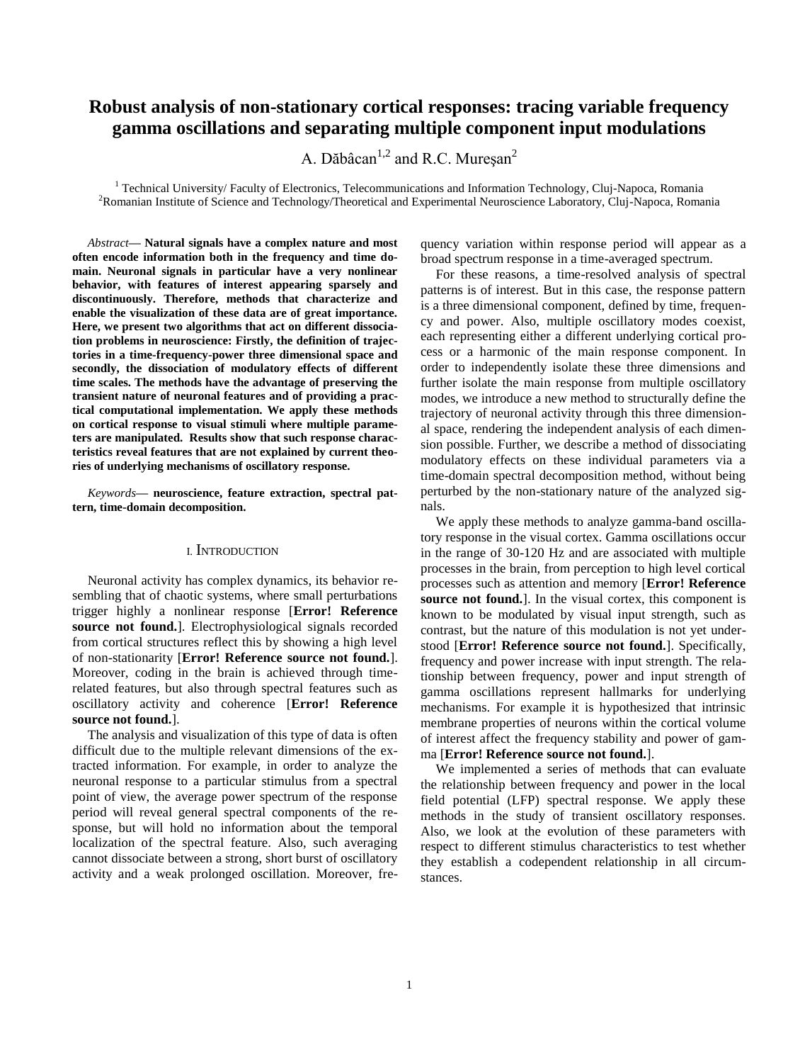// Robust analysis of non-stationary cortical responses: tracing variable frequency gamma oscillations and separating multiple component input modulations

A. Dăbâcan[1,2] and R.C. Mureşan[2]

[1] Technical University/ Faculty of Electronics, Telecommunications and Information Technology, Cluj-Napoca, Romania
[2] Romanian Institute of Science and Technology/Theoretical and Experimental Neuroscience Laboratory, Cluj-Napoca, Romania

*Abstract*— **Natural signals have a complex nature and most often encode information both in the frequency and time domain. Neuronal signals in particular have a very nonlinear behavior, with features of interest appearing sparsely and discontinuously. Therefore, methods that characterize and enable the visualization of these data are of great importance. Here, we present two algorithms that act on different dissociation problems in neuroscience: Firstly, the definition of trajectories in a time-frequency-power three dimensional space and secondly, the dissociation of modulatory effects of different time scales. The methods have the advantage of preserving the transient nature of neuronal features and of providing a practical computational implementation. We apply these methods on cortical response to visual stimuli where multiple parameters are manipulated. Results show that such response characteristics reveal features that are not explained by current theories of underlying mechanisms of oscillatory response.**

*Keywords*— **neuroscience, feature extraction, spectral pattern, time-domain decomposition.**

## I. Introduction

Neuronal activity has complex dynamics, its behavior resembling that of chaotic systems, where small perturbations trigger highly a nonlinear response [**Error! Reference source not found.**]. Electrophysiological signals recorded from cortical structures reflect this by showing a high level of non-stationarity [**Error! Reference source not found.**]. Moreover, coding in the brain is achieved through time-related features, but also through spectral features such as oscillatory activity and coherence [**Error! Reference source not found.**].

The analysis and visualization of this type of data is often difficult due to the multiple relevant dimensions of the extracted information. For example, in order to analyze the neuronal response to a particular stimulus from a spectral point of view, the average power spectrum of the response period will reveal general spectral components of the response, but will hold no information about the temporal localization of the spectral feature. Also, such averaging cannot dissociate between a strong, short burst of oscillatory activity and a weak prolonged oscillation. Moreover, frequency variation within response period will appear as a broad spectrum response in a time-averaged spectrum.

For these reasons, a time-resolved analysis of spectral patterns is of interest. But in this case, the response pattern is a three dimensional component, defined by time, frequency and power. Also, multiple oscillatory modes coexist, each representing either a different underlying cortical process or a harmonic of the main response component. In order to independently isolate these three dimensions and further isolate the main response from multiple oscillatory modes, we introduce a new method to structurally define the trajectory of neuronal activity through this three dimensional space, rendering the independent analysis of each dimension possible. Further, we describe a method of dissociating modulatory effects on these individual parameters via a time-domain spectral decomposition method, without being perturbed by the non-stationary nature of the analyzed signals.

We apply these methods to analyze gamma-band oscillatory response in the visual cortex. Gamma oscillations occur in the range of 30-120 Hz and are associated with multiple processes in the brain, from perception to high level cortical processes such as attention and memory [**Error! Reference source not found.**]. In the visual cortex, this component is known to be modulated by visual input strength, such as contrast, but the nature of this modulation is not yet understood [**Error! Reference source not found.**]. Specifically, frequency and power increase with input strength. The relationship between frequency, power and input strength of gamma oscillations represent hallmarks for underlying mechanisms. For example it is hypothesized that intrinsic membrane properties of neurons within the cortical volume of interest affect the frequency stability and power of gamma [**Error! Reference source not found.**].

We implemented a series of methods that can evaluate the relationship between frequency and power in the local field potential (LFP) spectral response. We apply these methods in the study of transient oscillatory responses. Also, we look at the evolution of these parameters with respect to different stimulus characteristics to test whether they establish a codependent relationship in all circumstances.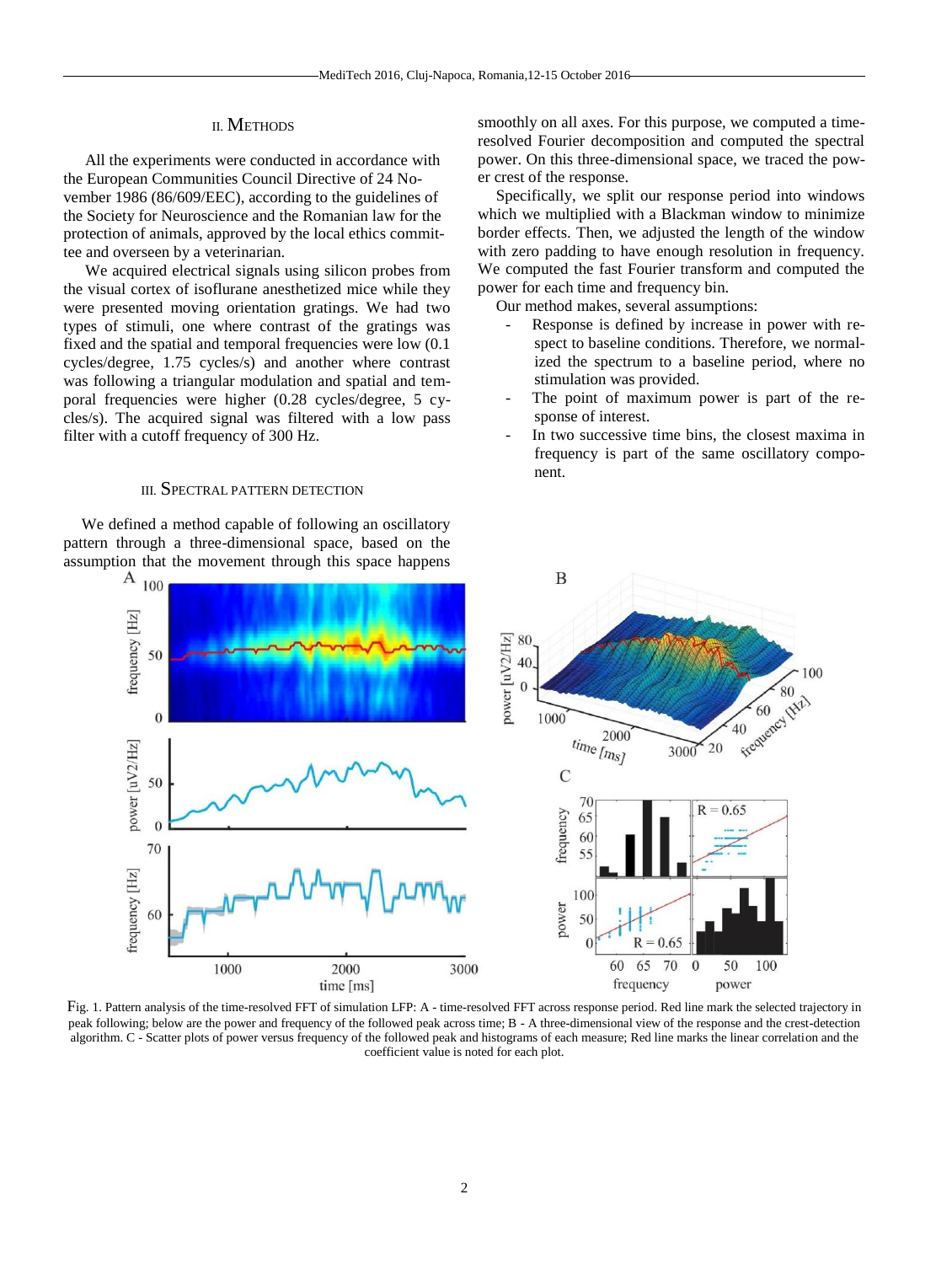## II. Methods

All the experiments were conducted in accordance with the European Communities Council Directive of 24 November 1986 (86/609/EEC), according to the guidelines of the Society for Neuroscience and the Romanian law for the protection of animals, approved by the local ethics committee and overseen by a veterinarian.

We acquired electrical signals using silicon probes from the visual cortex of isoflurane anesthetized mice while they were presented moving orientation gratings. We had two types of stimuli, one where contrast of the gratings was fixed and the spatial and temporal frequencies were low (0.1 cycles/degree, 1.75 cycles/s) and another where contrast was following a triangular modulation and spatial and temporal frequencies were higher (0.28 cycles/degree, 5 cycles/s). The acquired signal was filtered with a low pass filter with a cutoff frequency of 300 Hz.

## III. Spectral Pattern Detection

We defined a method capable of following an oscillatory pattern through a three-dimensional space, based on the assumption that the movement through this space happens smoothly on all axes. For this purpose, we computed a time-resolved Fourier decomposition and computed the spectral power. On this three-dimensional space, we traced the power crest of the response.

Specifically, we split our response period into windows which we multiplied with a Blackman window to minimize border effects. Then, we adjusted the length of the window with zero padding to have enough resolution in frequency. We computed the fast Fourier transform and computed the power for each time and frequency bin.

Our method makes, several assumptions:

- Response is defined by increase in power with respect to baseline conditions. Therefore, we normalized the spectrum to a baseline period, where no stimulation was provided.
- The point of maximum power is part of the response of interest.
- In two successive time bins, the closest maxima in frequency is part of the same oscillatory component.

Fig. 1. Pattern analysis of the time-resolved FFT of simulation LFP: A - time-resolved FFT across response period. Red line mark the selected trajectory in peak following; below are the power and frequency of the followed peak across time; B - A three-dimensional view of the response and the crest-detection algorithm. C - Scatter plots of power versus frequency of the followed peak and histograms of each measure; Red line marks the linear correlation and the coefficient value is noted for each plot.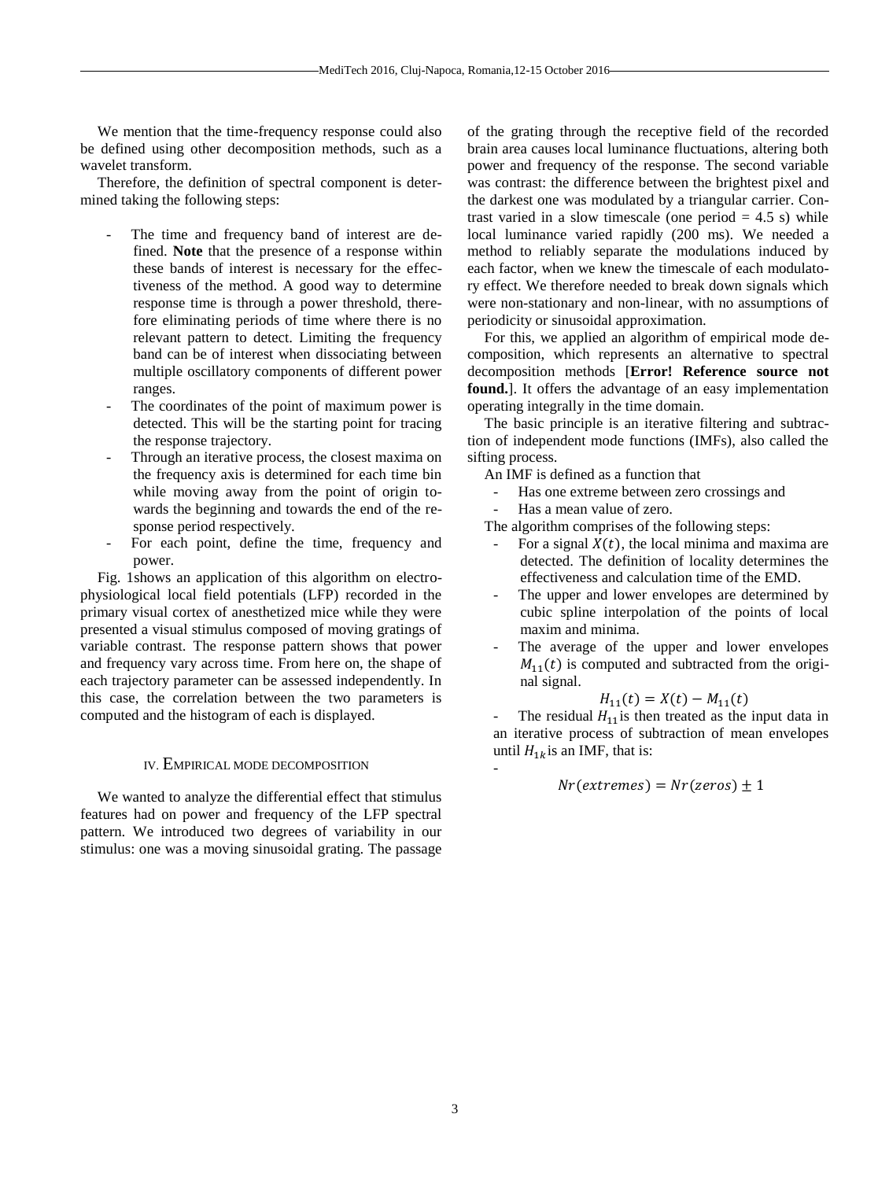We mention that the time-frequency response could also be defined using other decomposition methods, such as a wavelet transform.

Therefore, the definition of spectral component is determined taking the following steps:

- The time and frequency band of interest are defined. **Note** that the presence of a response within these bands of interest is necessary for the effectiveness of the method. A good way to determine response time is through a power threshold, therefore eliminating periods of time where there is no relevant pattern to detect. Limiting the frequency band can be of interest when dissociating between multiple oscillatory components of different power ranges.
- The coordinates of the point of maximum power is detected. This will be the starting point for tracing the response trajectory.
- Through an iterative process, the closest maxima on the frequency axis is determined for each time bin while moving away from the point of origin towards the beginning and towards the end of the response period respectively.
- For each point, define the time, frequency and power.

Fig. 1shows an application of this algorithm on electrophysiological local field potentials (LFP) recorded in the primary visual cortex of anesthetized mice while they were presented a visual stimulus composed of moving gratings of variable contrast. The response pattern shows that power and frequency vary across time. From here on, the shape of each trajectory parameter can be assessed independently. In this case, the correlation between the two parameters is computed and the histogram of each is displayed.

## IV. Empirical mode decomposition

We wanted to analyze the differential effect that stimulus features had on power and frequency of the LFP spectral pattern. We introduced two degrees of variability in our stimulus: one was a moving sinusoidal grating. The passage of the grating through the receptive field of the recorded brain area causes local luminance fluctuations, altering both power and frequency of the response. The second variable was contrast: the difference between the brightest pixel and the darkest one was modulated by a triangular carrier. Contrast varied in a slow timescale (one period = 4.5 s) while local luminance varied rapidly (200 ms). We needed a method to reliably separate the modulations induced by each factor, when we knew the timescale of each modulatory effect. We therefore needed to break down signals which were non-stationary and non-linear, with no assumptions of periodicity or sinusoidal approximation.

For this, we applied an algorithm of empirical mode decomposition, which represents an alternative to spectral decomposition methods [**Error! Reference source not found.**]. It offers the advantage of an easy implementation operating integrally in the time domain.

The basic principle is an iterative filtering and subtraction of independent mode functions (IMFs), also called the sifting process.

An IMF is defined as a function that

- Has one extreme between zero crossings and
- Has a mean value of zero.

The algorithm comprises of the following steps:

- For a signal $X(t)$, the local minima and maxima are detected. The definition of locality determines the effectiveness and calculation time of the EMD.
- The upper and lower envelopes are determined by cubic spline interpolation of the points of local maxim and minima.
- The average of the upper and lower envelopes $M_{11}(t)$ is computed and subtracted from the original signal.

$$H_{11}(t) = X(t) - M_{11}(t)$$

- The residual $H_{11}$ is then treated as the input data in an iterative process of subtraction of mean envelopes until $H_{1k}$ is an IMF, that is:

-

$$Nr(extremes) = Nr(zeros) \pm 1$$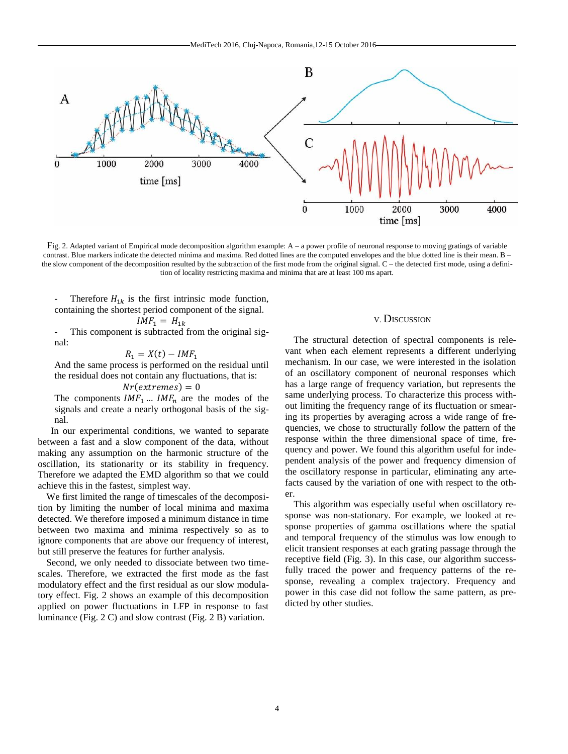A

0 1000 2000 3000 4000

time [ms]

B

C

0 1000 2000 3000 4000

time [ms]

Fig. 2. Adapted variant of Empirical mode decomposition algorithm example: A – a power profile of neuronal response to moving gratings of variable contrast. Blue markers indicate the detected minima and maxima. Red dotted lines are the computed envelopes and the blue dotted line is their mean. B – the slow component of the decomposition resulted by the subtraction of the first mode from the original signal. C – the detected first mode, using a definition of locality restricting maxima and minima that are at least 100 ms apart.

- Therefore $H_{1k}$ is the first intrinsic mode function, containing the shortest period component of the signal.

$$IMF_1 = H_{1k}$$

- This component is subtracted from the original signal:

$$R_1 = X(t) - IMF_1$$

And the same process is performed on the residual until the residual does not contain any fluctuations, that is:

$$Nr(extremes) = 0$$

The components $IMF_1 \ldots IMF_n$ are the modes of the signals and create a nearly orthogonal basis of the signal.

In our experimental conditions, we wanted to separate between a fast and a slow component of the data, without making any assumption on the harmonic structure of the oscillation, its stationarity or its stability in frequency. Therefore we adapted the EMD algorithm so that we could achieve this in the fastest, simplest way.

We first limited the range of timescales of the decomposition by limiting the number of local minima and maxima detected. We therefore imposed a minimum distance in time between two maxima and minima respectively so as to ignore components that are above our frequency of interest, but still preserve the features for further analysis.

Second, we only needed to dissociate between two timescales. Therefore, we extracted the first mode as the fast modulatory effect and the first residual as our slow modulatory effect. Fig. 2 shows an example of this decomposition applied on power fluctuations in LFP in response to fast luminance (Fig. 2 C) and slow contrast (Fig. 2 B) variation.

## V. Discussion

The structural detection of spectral components is relevant when each element represents a different underlying mechanism. In our case, we were interested in the isolation of an oscillatory component of neuronal responses which has a large range of frequency variation, but represents the same underlying process. To characterize this process without limiting the frequency range of its fluctuation or smearing its properties by averaging across a wide range of frequencies, we chose to structurally follow the pattern of the response within the three dimensional space of time, frequency and power. We found this algorithm useful for independent analysis of the power and frequency dimension of the oscillatory response in particular, eliminating any artefacts caused by the variation of one with respect to the other.

This algorithm was especially useful when oscillatory response was non-stationary. For example, we looked at response properties of gamma oscillations where the spatial and temporal frequency of the stimulus was low enough to elicit transient responses at each grating passage through the receptive field (Fig. 3). In this case, our algorithm successfully traced the power and frequency patterns of the response, revealing a complex trajectory. Frequency and power in this case did not follow the same pattern, as predicted by other studies.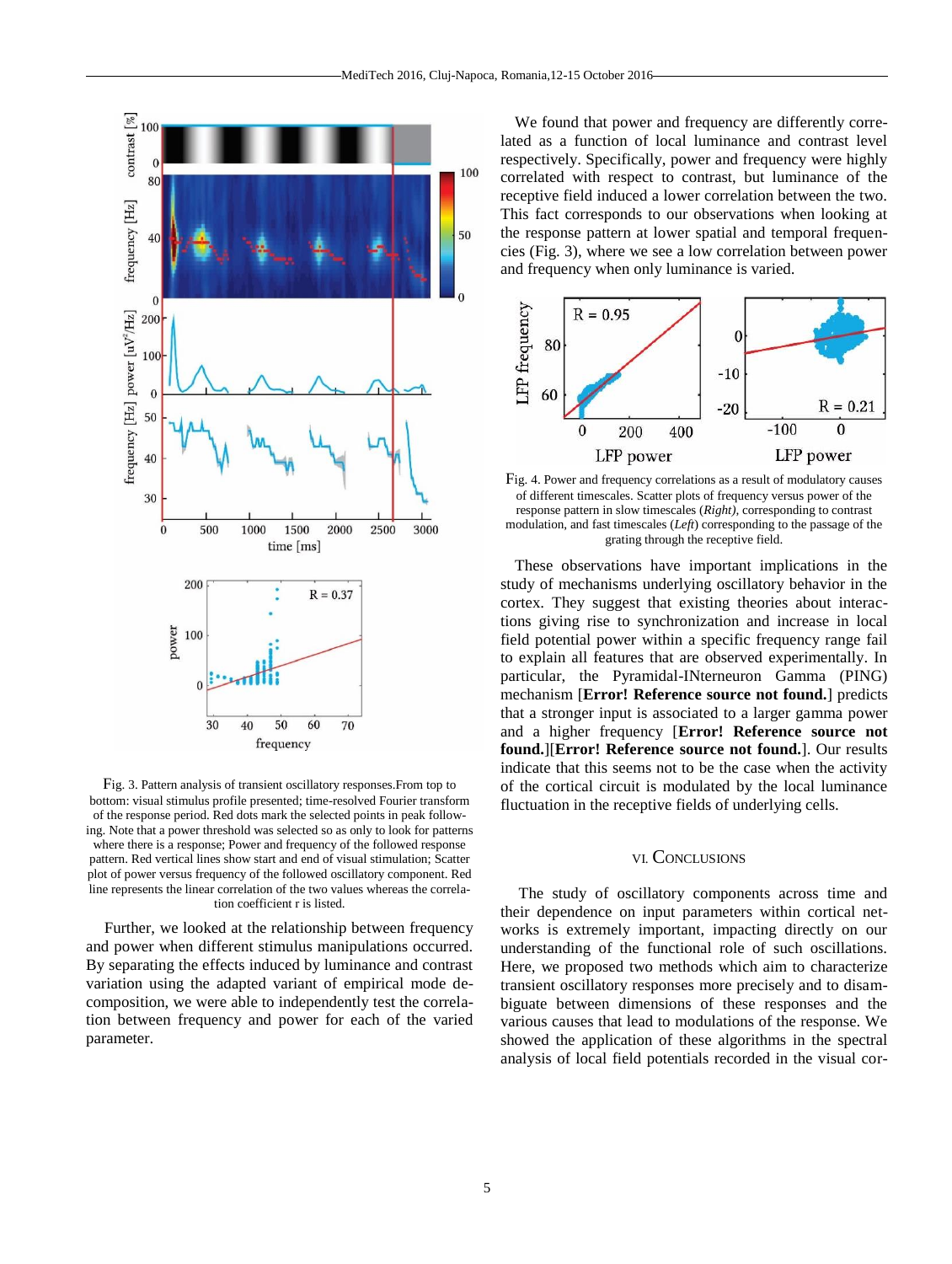contrast [%]
100
0
frequency [Hz]
80
40
0
100
50
0
power [uV²/Hz]
200
100
0
frequency [Hz]
50
40
30
0 500 1000 1500 2000 2500 3000
time [ms]

power
200
100
0
R = 0.37
30 40 50 60 70
frequency

Fig. 3. Pattern analysis of transient oscillatory responses.From top to bottom: visual stimulus profile presented; time-resolved Fourier transform of the response period. Red dots mark the selected points in peak following. Note that a power threshold was selected so as only to look for patterns where there is a response; Power and frequency of the followed response pattern. Red vertical lines show start and end of visual stimulation; Scatter plot of power versus frequency of the followed oscillatory component. Red line represents the linear correlation of the two values whereas the correlation coefficient r is listed.

Further, we looked at the relationship between frequency and power when different stimulus manipulations occurred. By separating the effects induced by luminance and contrast variation using the adapted variant of empirical mode decomposition, we were able to independently test the correlation between frequency and power for each of the varied parameter.

We found that power and frequency are differently correlated as a function of local luminance and contrast level respectively. Specifically, power and frequency were highly correlated with respect to contrast, but luminance of the receptive field induced a lower correlation between the two. This fact corresponds to our observations when looking at the response pattern at lower spatial and temporal frequencies (Fig. 3), where we see a low correlation between power and frequency when only luminance is varied.

LFP frequency
80
60
R = 0.95
0 200 400
LFP power
0
-10
-20
R = 0.21
-100 0
LFP power

Fig. 4. Power and frequency correlations as a result of modulatory causes of different timescales. Scatter plots of frequency versus power of the response pattern in slow timescales (*Right*), corresponding to contrast modulation, and fast timescales (*Left*) corresponding to the passage of the grating through the receptive field.

These observations have important implications in the study of mechanisms underlying oscillatory behavior in the cortex. They suggest that existing theories about interactions giving rise to synchronization and increase in local field potential power within a specific frequency range fail to explain all features that are observed experimentally. In particular, the Pyramidal-INterneuron Gamma (PING) mechanism [**Error! Reference source not found.**] predicts that a stronger input is associated to a larger gamma power and a higher frequency [**Error! Reference source not found.**][**Error! Reference source not found.**]. Our results indicate that this seems not to be the case when the activity of the cortical circuit is modulated by the local luminance fluctuation in the receptive fields of underlying cells.

## VI. Conclusions

The study of oscillatory components across time and their dependence on input parameters within cortical networks is extremely important, impacting directly on our understanding of the functional role of such oscillations. Here, we proposed two methods which aim to characterize transient oscillatory responses more precisely and to disambiguate between dimensions of these responses and the various causes that lead to modulations of the response. We showed the application of these algorithms in the spectral analysis of local field potentials recorded in the visual cor-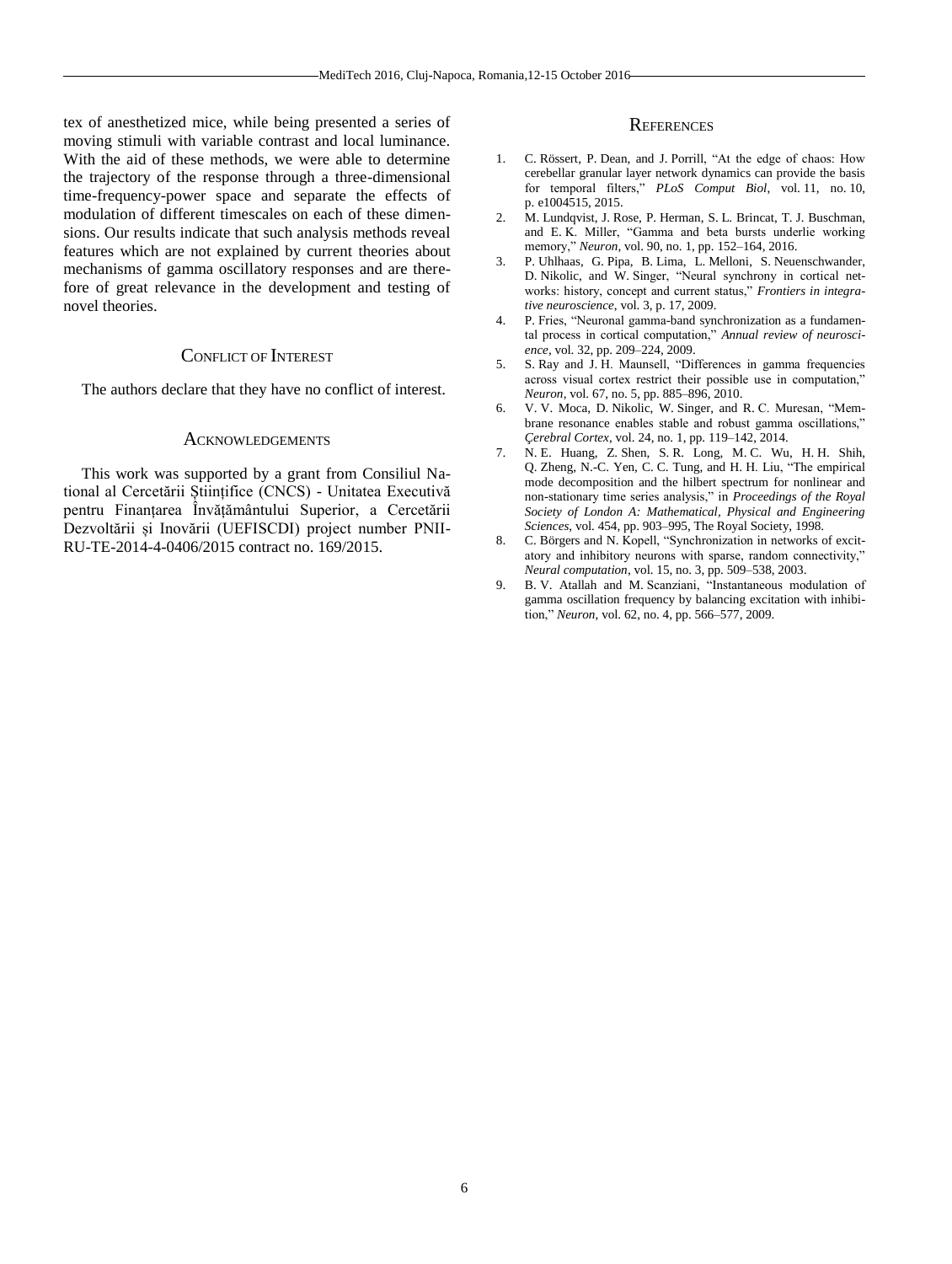tex of anesthetized mice, while being presented a series of moving stimuli with variable contrast and local luminance. With the aid of these methods, we were able to determine the trajectory of the response through a three-dimensional time-frequency-power space and separate the effects of modulation of different timescales on each of these dimensions. Our results indicate that such analysis methods reveal features which are not explained by current theories about mechanisms of gamma oscillatory responses and are therefore of great relevance in the development and testing of novel theories.

## Conflict of Interest

The authors declare that they have no conflict of interest.

## Acknowledgements

This work was supported by a grant from Consiliul National al Cercetării Științifice (CNCS) - Unitatea Executivă pentru Finanțarea Învățământului Superior, a Cercetării Dezvoltării și Inovării (UEFISCDI) project number PNII-RU-TE-2014-4-0406/2015 contract no. 169/2015.

## References

1. C. Rössert, P. Dean, and J. Porrill, "At the edge of chaos: How cerebellar granular layer network dynamics can provide the basis for temporal filters," *PLoS Comput Biol*, vol. 11, no. 10, p. e1004515, 2015.
2. M. Lundqvist, J. Rose, P. Herman, S. L. Brincat, T. J. Buschman, and E. K. Miller, "Gamma and beta bursts underlie working memory," *Neuron*, vol. 90, no. 1, pp. 152–164, 2016.
3. P. Uhlhaas, G. Pipa, B. Lima, L. Melloni, S. Neuenschwander, D. Nikolic, and W. Singer, "Neural synchrony in cortical networks: history, concept and current status," *Frontiers in integrative neuroscience*, vol. 3, p. 17, 2009.
4. P. Fries, "Neuronal gamma-band synchronization as a fundamental process in cortical computation," *Annual review of neuroscience*, vol. 32, pp. 209–224, 2009.
5. S. Ray and J. H. Maunsell, "Differences in gamma frequencies across visual cortex restrict their possible use in computation," *Neuron*, vol. 67, no. 5, pp. 885–896, 2010.
6. V. V. Moca, D. Nikolic, W. Singer, and R. C. Muresan, "Membrane resonance enables stable and robust gamma oscillations," *Cerebral Cortex*, vol. 24, no. 1, pp. 119–142, 2014.
7. N. E. Huang, Z. Shen, S. R. Long, M. C. Wu, H. H. Shih, Q. Zheng, N.-C. Yen, C. C. Tung, and H. H. Liu, "The empirical mode decomposition and the hilbert spectrum for nonlinear and non-stationary time series analysis," in *Proceedings of the Royal Society of London A: Mathematical, Physical and Engineering Sciences*, vol. 454, pp. 903–995, The Royal Society, 1998.
8. C. Börgers and N. Kopell, "Synchronization in networks of excitatory and inhibitory neurons with sparse, random connectivity," *Neural computation*, vol. 15, no. 3, pp. 509–538, 2003.
9. B. V. Atallah and M. Scanziani, "Instantaneous modulation of gamma oscillation frequency by balancing excitation with inhibition," *Neuron*, vol. 62, no. 4, pp. 566–577, 2009.